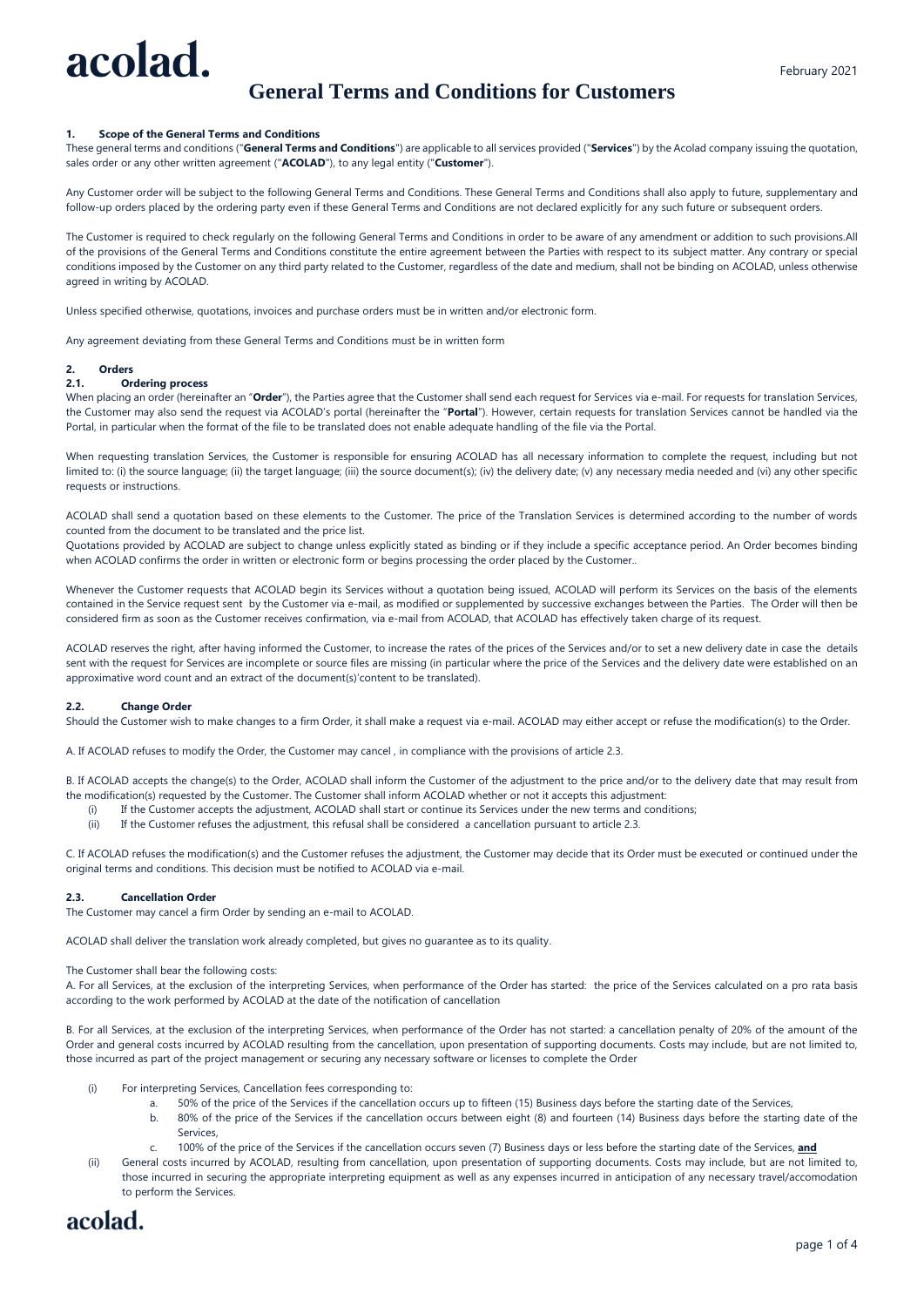acolad.

February 2021

# General Terms and Conditions for Customers

## 1. Scope of the General Terms and Conditions

These general terms and conditions ("**General Terms and Conditions**") are applicable to all services provided ("**Services**") by the Acolad company issuing the quotation, sales order or any other written agreement ("**ACOLAD**"), to any legal entity ("**Customer**").

Any Customer order will be subject to the following General Terms and Conditions. These General Terms and Conditions shall also apply to future, supplementary and follow-up orders placed by the ordering party even if these General Terms and Conditions are not declared explicitly for any such future or subsequent orders.

The Customer is required to check regularly on the following General Terms and Conditions in order to be aware of any amendment or addition to such provisions.All of the provisions of the General Terms and Conditions constitute the entire agreement between the Parties with respect to its subject matter. Any contrary or special conditions imposed by the Customer on any third party related to the Customer, regardless of the date and medium, shall not be binding on ACOLAD, unless otherwise agreed in writing by ACOLAD.

Unless specified otherwise, quotations, invoices and purchase orders must be in written and/or electronic form.

Any agreement deviating from these General Terms and Conditions must be in written form

## 2. Orders

### 2.1. Ordering process

When placing an order (hereinafter an "**Order**"), the Parties agree that the Customer shall send each request for Services via e-mail. For requests for translation Services, the Customer may also send the request via ACOLAD's portal (hereinafter the "**Portal**"). However, certain requests for translation Services cannot be handled via the Portal, in particular when the format of the file to be translated does not enable adequate handling of the file via the Portal.

When requesting translation Services, the Customer is responsible for ensuring ACOLAD has all necessary information to complete the request, including but not limited to: (i) the source language; (ii) the target language; (iii) the source document(s); (iv) the delivery date; (v) any necessary media needed and (vi) any other specific requests or instructions.

ACOLAD shall send a quotation based on these elements to the Customer. The price of the Translation Services is determined according to the number of words counted from the document to be translated and the price list.
Quotations provided by ACOLAD are subject to change unless explicitly stated as binding or if they include a specific acceptance period. An Order becomes binding when ACOLAD confirms the order in written or electronic form or begins processing the order placed by the Customer..

Whenever the Customer requests that ACOLAD begin its Services without a quotation being issued, ACOLAD will perform its Services on the basis of the elements contained in the Service request sent by the Customer via e-mail, as modified or supplemented by successive exchanges between the Parties. The Order will then be considered firm as soon as the Customer receives confirmation, via e-mail from ACOLAD, that ACOLAD has effectively taken charge of its request.

ACOLAD reserves the right, after having informed the Customer, to increase the rates of the prices of the Services and/or to set a new delivery date in case the details sent with the request for Services are incomplete or source files are missing (in particular where the price of the Services and the delivery date were established on an approximative word count and an extract of the document(s)'content to be translated).

### 2.2. Change Order

Should the Customer wish to make changes to a firm Order, it shall make a request via e-mail. ACOLAD may either accept or refuse the modification(s) to the Order.

A. If ACOLAD refuses to modify the Order, the Customer may cancel , in compliance with the provisions of article 2.3.

B. If ACOLAD accepts the change(s) to the Order, ACOLAD shall inform the Customer of the adjustment to the price and/or to the delivery date that may result from the modification(s) requested by the Customer. The Customer shall inform ACOLAD whether or not it accepts this adjustment:

(i) If the Customer accepts the adjustment, ACOLAD shall start or continue its Services under the new terms and conditions;
(ii) If the Customer refuses the adjustment, this refusal shall be considered a cancellation pursuant to article 2.3.

C. If ACOLAD refuses the modification(s) and the Customer refuses the adjustment, the Customer may decide that its Order must be executed or continued under the original terms and conditions. This decision must be notified to ACOLAD via e-mail.

### 2.3. Cancellation Order

The Customer may cancel a firm Order by sending an e-mail to ACOLAD.

ACOLAD shall deliver the translation work already completed, but gives no guarantee as to its quality.

The Customer shall bear the following costs:

A. For all Services, at the exclusion of the interpreting Services, when performance of the Order has started: the price of the Services calculated on a pro rata basis according to the work performed by ACOLAD at the date of the notification of cancellation

B. For all Services, at the exclusion of the interpreting Services, when performance of the Order has not started: a cancellation penalty of 20% of the amount of the Order and general costs incurred by ACOLAD resulting from the cancellation, upon presentation of supporting documents. Costs may include, but are not limited to, those incurred as part of the project management or securing any necessary software or licenses to complete the Order

(i) For interpreting Services, Cancellation fees corresponding to:
   a. 50% of the price of the Services if the cancellation occurs up to fifteen (15) Business days before the starting date of the Services,
   b. 80% of the price of the Services if the cancellation occurs between eight (8) and fourteen (14) Business days before the starting date of the Services,
   c. 100% of the price of the Services if the cancellation occurs seven (7) Business days or less before the starting date of the Services, **and**

(ii) General costs incurred by ACOLAD, resulting from cancellation, upon presentation of supporting documents. Costs may include, but are not limited to, those incurred in securing the appropriate interpreting equipment as well as any expenses incurred in anticipation of any necessary travel/accomodation to perform the Services.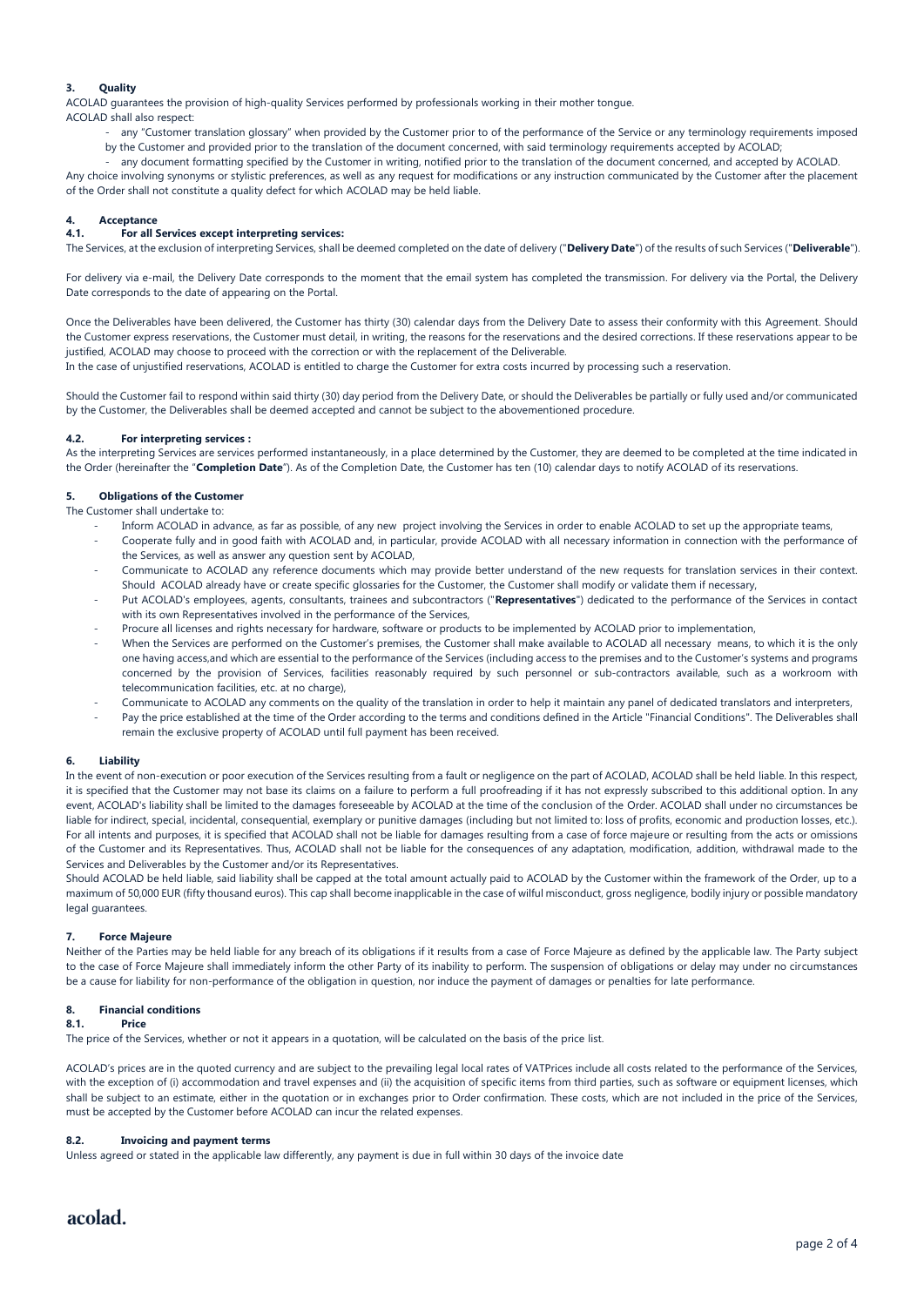### 3. Quality

ACOLAD guarantees the provision of high-quality Services performed by professionals working in their mother tongue.

ACOLAD shall also respect:

- any "Customer translation glossary" when provided by the Customer prior to of the performance of the Service or any terminology requirements imposed by the Customer and provided prior to the translation of the document concerned, with said terminology requirements accepted by ACOLAD;
- any document formatting specified by the Customer in writing, notified prior to the translation of the document concerned, and accepted by ACOLAD.

Any choice involving synonyms or stylistic preferences, as well as any request for modifications or any instruction communicated by the Customer after the placement of the Order shall not constitute a quality defect for which ACOLAD may be held liable.

### 4. Acceptance

#### 4.1. For all Services except interpreting services:

The Services, at the exclusion of interpreting Services, shall be deemed completed on the date of delivery ("**Delivery Date**") of the results of such Services ("**Deliverable**").

For delivery via e-mail, the Delivery Date corresponds to the moment that the email system has completed the transmission. For delivery via the Portal, the Delivery Date corresponds to the date of appearing on the Portal.

Once the Deliverables have been delivered, the Customer has thirty (30) calendar days from the Delivery Date to assess their conformity with this Agreement. Should the Customer express reservations, the Customer must detail, in writing, the reasons for the reservations and the desired corrections. If these reservations appear to be justified, ACOLAD may choose to proceed with the correction or with the replacement of the Deliverable.

In the case of unjustified reservations, ACOLAD is entitled to charge the Customer for extra costs incurred by processing such a reservation.

Should the Customer fail to respond within said thirty (30) day period from the Delivery Date, or should the Deliverables be partially or fully used and/or communicated by the Customer, the Deliverables shall be deemed accepted and cannot be subject to the abovementioned procedure.

#### 4.2. For interpreting services :

As the interpreting Services are services performed instantaneously, in a place determined by the Customer, they are deemed to be completed at the time indicated in the Order (hereinafter the "**Completion Date**"). As of the Completion Date, the Customer has ten (10) calendar days to notify ACOLAD of its reservations.

### 5. Obligations of the Customer

The Customer shall undertake to:

- Inform ACOLAD in advance, as far as possible, of any new project involving the Services in order to enable ACOLAD to set up the appropriate teams,
- Cooperate fully and in good faith with ACOLAD and, in particular, provide ACOLAD with all necessary information in connection with the performance of the Services, as well as answer any question sent by ACOLAD,
- Communicate to ACOLAD any reference documents which may provide better understand of the new requests for translation services in their context. Should ACOLAD already have or create specific glossaries for the Customer, the Customer shall modify or validate them if necessary,
- Put ACOLAD's employees, agents, consultants, trainees and subcontractors ("**Representatives**") dedicated to the performance of the Services in contact with its own Representatives involved in the performance of the Services,
- Procure all licenses and rights necessary for hardware, software or products to be implemented by ACOLAD prior to implementation,
- When the Services are performed on the Customer's premises, the Customer shall make available to ACOLAD all necessary means, to which it is the only one having access,and which are essential to the performance of the Services (including access to the premises and to the Customer's systems and programs concerned by the provision of Services, facilities reasonably required by such personnel or sub-contractors available, such as a workroom with telecommunication facilities, etc. at no charge),
- Communicate to ACOLAD any comments on the quality of the translation in order to help it maintain any panel of dedicated translators and interpreters,
- Pay the price established at the time of the Order according to the terms and conditions defined in the Article "Financial Conditions". The Deliverables shall remain the exclusive property of ACOLAD until full payment has been received.

### 6. Liability

In the event of non-execution or poor execution of the Services resulting from a fault or negligence on the part of ACOLAD, ACOLAD shall be held liable. In this respect, it is specified that the Customer may not base its claims on a failure to perform a full proofreading if it has not expressly subscribed to this additional option. In any event, ACOLAD's liability shall be limited to the damages foreseeable by ACOLAD at the time of the conclusion of the Order. ACOLAD shall under no circumstances be liable for indirect, special, incidental, consequential, exemplary or punitive damages (including but not limited to: loss of profits, economic and production losses, etc.). For all intents and purposes, it is specified that ACOLAD shall not be liable for damages resulting from a case of force majeure or resulting from the acts or omissions of the Customer and its Representatives. Thus, ACOLAD shall not be liable for the consequences of any adaptation, modification, addition, withdrawal made to the Services and Deliverables by the Customer and/or its Representatives.

Should ACOLAD be held liable, said liability shall be capped at the total amount actually paid to ACOLAD by the Customer within the framework of the Order, up to a maximum of 50,000 EUR (fifty thousand euros). This cap shall become inapplicable in the case of wilful misconduct, gross negligence, bodily injury or possible mandatory legal guarantees.

### 7. Force Majeure

Neither of the Parties may be held liable for any breach of its obligations if it results from a case of Force Majeure as defined by the applicable law. The Party subject to the case of Force Majeure shall immediately inform the other Party of its inability to perform. The suspension of obligations or delay may under no circumstances be a cause for liability for non-performance of the obligation in question, nor induce the payment of damages or penalties for late performance.

### 8. Financial conditions

#### 8.1. Price

The price of the Services, whether or not it appears in a quotation, will be calculated on the basis of the price list.

ACOLAD's prices are in the quoted currency and are subject to the prevailing legal local rates of VATPrices include all costs related to the performance of the Services, with the exception of (i) accommodation and travel expenses and (ii) the acquisition of specific items from third parties, such as software or equipment licenses, which shall be subject to an estimate, either in the quotation or in exchanges prior to Order confirmation. These costs, which are not included in the price of the Services, must be accepted by the Customer before ACOLAD can incur the related expenses.

#### 8.2. Invoicing and payment terms

Unless agreed or stated in the applicable law differently, any payment is due in full within 30 days of the invoice date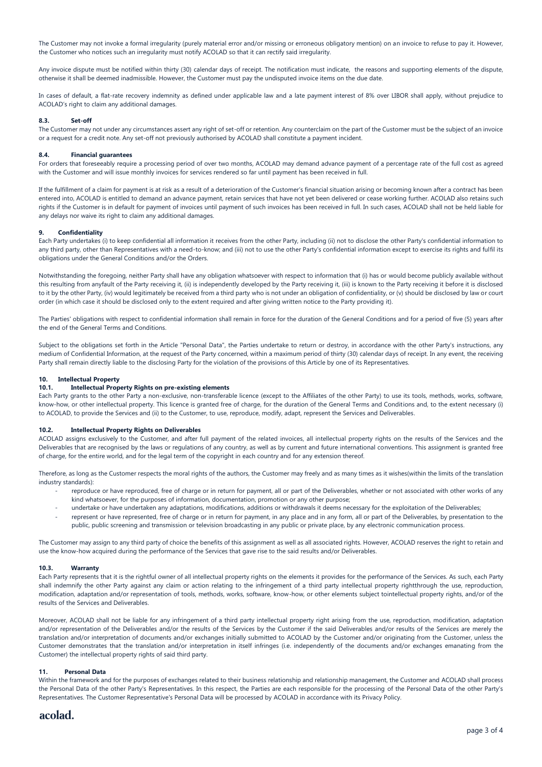The Customer may not invoke a formal irregularity (purely material error and/or missing or erroneous obligatory mention) on an invoice to refuse to pay it. However, the Customer who notices such an irregularity must notify ACOLAD so that it can rectify said irregularity.

Any invoice dispute must be notified within thirty (30) calendar days of receipt. The notification must indicate, the reasons and supporting elements of the dispute, otherwise it shall be deemed inadmissible. However, the Customer must pay the undisputed invoice items on the due date.

In cases of default, a flat-rate recovery indemnity as defined under applicable law and a late payment interest of 8% over LIBOR shall apply, without prejudice to ACOLAD's right to claim any additional damages.

### 8.3. Set-off

The Customer may not under any circumstances assert any right of set-off or retention. Any counterclaim on the part of the Customer must be the subject of an invoice or a request for a credit note. Any set-off not previously authorised by ACOLAD shall constitute a payment incident.

### 8.4. Financial guarantees

For orders that foreseeably require a processing period of over two months, ACOLAD may demand advance payment of a percentage rate of the full cost as agreed with the Customer and will issue monthly invoices for services rendered so far until payment has been received in full.

If the fulfillment of a claim for payment is at risk as a result of a deterioration of the Customer's financial situation arising or becoming known after a contract has been entered into, ACOLAD is entitled to demand an advance payment, retain services that have not yet been delivered or cease working further. ACOLAD also retains such rights if the Customer is in default for payment of invoices until payment of such invoices has been received in full. In such cases, ACOLAD shall not be held liable for any delays nor waive its right to claim any additional damages.

## 9. Confidentiality

Each Party undertakes (i) to keep confidential all information it receives from the other Party, including (ii) not to disclose the other Party's confidential information to any third party, other than Representatives with a need-to-know; and (iii) not to use the other Party's confidential information except to exercise its rights and fulfil its obligations under the General Conditions and/or the Orders.

Notwithstanding the foregoing, neither Party shall have any obligation whatsoever with respect to information that (i) has or would become publicly available without this resulting from anyfault of the Party receiving it, (ii) is independently developed by the Party receiving it, (iii) is known to the Party receiving it before it is disclosed to it by the other Party, (iv) would legitimately be received from a third party who is not under an obligation of confidentiality, or (v) should be disclosed by law or court order (in which case it should be disclosed only to the extent required and after giving written notice to the Party providing it).

The Parties' obligations with respect to confidential information shall remain in force for the duration of the General Conditions and for a period of five (5) years after the end of the General Terms and Conditions.

Subject to the obligations set forth in the Article "Personal Data", the Parties undertake to return or destroy, in accordance with the other Party's instructions, any medium of Confidential Information, at the request of the Party concerned, within a maximum period of thirty (30) calendar days of receipt. In any event, the receiving Party shall remain directly liable to the disclosing Party for the violation of the provisions of this Article by one of its Representatives.

## 10. Intellectual Property

### 10.1. Intellectual Property Rights on pre-existing elements

Each Party grants to the other Party a non-exclusive, non-transferable licence (except to the Affiliates of the other Party) to use its tools, methods, works, software, know-how, or other intellectual property. This licence is granted free of charge, for the duration of the General Terms and Conditions and, to the extent necessary (i) to ACOLAD, to provide the Services and (ii) to the Customer, to use, reproduce, modify, adapt, represent the Services and Deliverables.

### 10.2. Intellectual Property Rights on Deliverables

ACOLAD assigns exclusively to the Customer, and after full payment of the related invoices, all intellectual property rights on the results of the Services and the Deliverables that are recognised by the laws or regulations of any country, as well as by current and future international conventions. This assignment is granted free of charge, for the entire world, and for the legal term of the copyright in each country and for any extension thereof.

Therefore, as long as the Customer respects the moral rights of the authors, the Customer may freely and as many times as it wishes(within the limits of the translation industry standards):

- reproduce or have reproduced, free of charge or in return for payment, all or part of the Deliverables, whether or not associated with other works of any kind whatsoever, for the purposes of information, documentation, promotion or any other purpose;
- undertake or have undertaken any adaptations, modifications, additions or withdrawals it deems necessary for the exploitation of the Deliverables;
- represent or have represented, free of charge or in return for payment, in any place and in any form, all or part of the Deliverables, by presentation to the public, public screening and transmission or television broadcasting in any public or private place, by any electronic communication process.

The Customer may assign to any third party of choice the benefits of this assignment as well as all associated rights. However, ACOLAD reserves the right to retain and use the know-how acquired during the performance of the Services that gave rise to the said results and/or Deliverables.

### 10.3. Warranty

Each Party represents that it is the rightful owner of all intellectual property rights on the elements it provides for the performance of the Services. As such, each Party shall indemnify the other Party against any claim or action relating to the infringement of a third party intellectual property rightthrough the use, reproduction, modification, adaptation and/or representation of tools, methods, works, software, know-how, or other elements subject tointellectual property rights, and/or of the results of the Services and Deliverables.

Moreover, ACOLAD shall not be liable for any infringement of a third party intellectual property right arising from the use, reproduction, modification, adaptation and/or representation of the Deliverables and/or the results of the Services by the Customer if the said Deliverables and/or results of the Services are merely the translation and/or interpretation of documents and/or exchanges initially submitted to ACOLAD by the Customer and/or originating from the Customer, unless the Customer demonstrates that the translation and/or interpretation in itself infringes (i.e. independently of the documents and/or exchanges emanating from the Customer) the intellectual property rights of said third party.

## 11. Personal Data

Within the framework and for the purposes of exchanges related to their business relationship and relationship management, the Customer and ACOLAD shall process the Personal Data of the other Party's Representatives. In this respect, the Parties are each responsible for the processing of the Personal Data of the other Party's Representatives. The Customer Representative's Personal Data will be processed by ACOLAD in accordance with its Privacy Policy.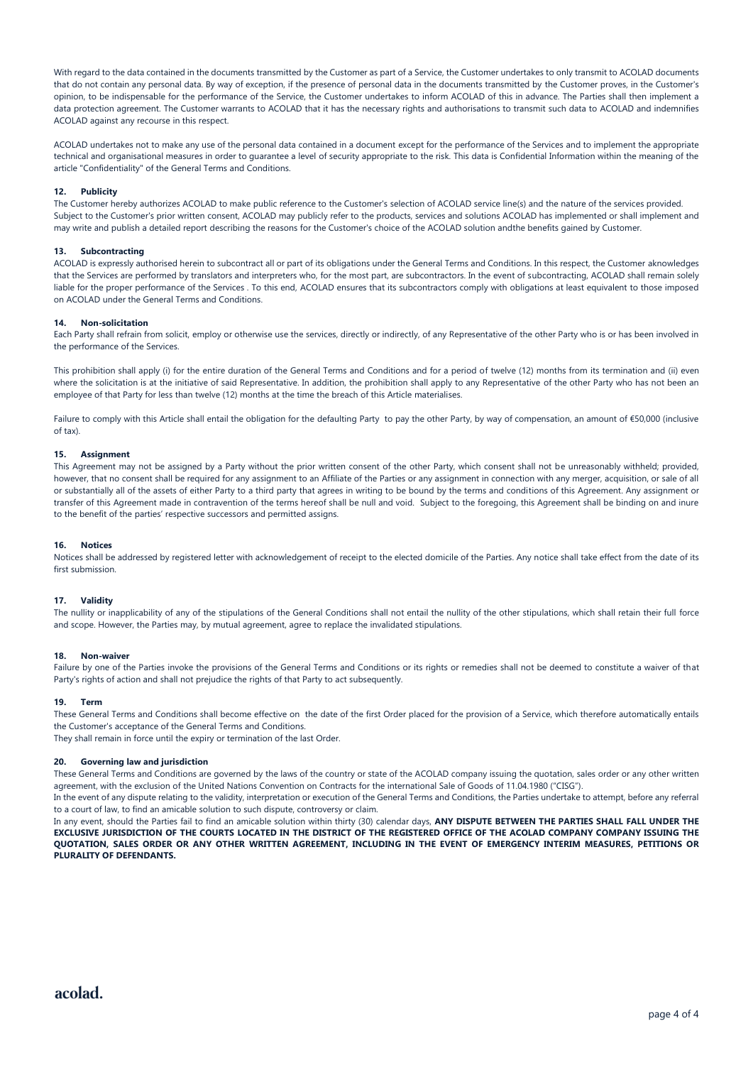With regard to the data contained in the documents transmitted by the Customer as part of a Service, the Customer undertakes to only transmit to ACOLAD documents that do not contain any personal data. By way of exception, if the presence of personal data in the documents transmitted by the Customer proves, in the Customer's opinion, to be indispensable for the performance of the Service, the Customer undertakes to inform ACOLAD of this in advance. The Parties shall then implement a data protection agreement. The Customer warrants to ACOLAD that it has the necessary rights and authorisations to transmit such data to ACOLAD and indemnifies ACOLAD against any recourse in this respect.

ACOLAD undertakes not to make any use of the personal data contained in a document except for the performance of the Services and to implement the appropriate technical and organisational measures in order to guarantee a level of security appropriate to the risk. This data is Confidential Information within the meaning of the article "Confidentiality" of the General Terms and Conditions.

### 12. Publicity

The Customer hereby authorizes ACOLAD to make public reference to the Customer's selection of ACOLAD service line(s) and the nature of the services provided. Subject to the Customer's prior written consent, ACOLAD may publicly refer to the products, services and solutions ACOLAD has implemented or shall implement and may write and publish a detailed report describing the reasons for the Customer's choice of the ACOLAD solution andthe benefits gained by Customer.

### 13. Subcontracting

ACOLAD is expressly authorised herein to subcontract all or part of its obligations under the General Terms and Conditions. In this respect, the Customer aknowledges that the Services are performed by translators and interpreters who, for the most part, are subcontractors. In the event of subcontracting, ACOLAD shall remain solely liable for the proper performance of the Services . To this end, ACOLAD ensures that its subcontractors comply with obligations at least equivalent to those imposed on ACOLAD under the General Terms and Conditions.

### 14. Non-solicitation

Each Party shall refrain from solicit, employ or otherwise use the services, directly or indirectly, of any Representative of the other Party who is or has been involved in the performance of the Services.

This prohibition shall apply (i) for the entire duration of the General Terms and Conditions and for a period of twelve (12) months from its termination and (ii) even where the solicitation is at the initiative of said Representative. In addition, the prohibition shall apply to any Representative of the other Party who has not been an employee of that Party for less than twelve (12) months at the time the breach of this Article materialises.

Failure to comply with this Article shall entail the obligation for the defaulting Party to pay the other Party, by way of compensation, an amount of €50,000 (inclusive of tax).

### 15. Assignment

This Agreement may not be assigned by a Party without the prior written consent of the other Party, which consent shall not be unreasonably withheld; provided, however, that no consent shall be required for any assignment to an Affiliate of the Parties or any assignment in connection with any merger, acquisition, or sale of all or substantially all of the assets of either Party to a third party that agrees in writing to be bound by the terms and conditions of this Agreement. Any assignment or transfer of this Agreement made in contravention of the terms hereof shall be null and void. Subject to the foregoing, this Agreement shall be binding on and inure to the benefit of the parties' respective successors and permitted assigns.

### 16. Notices

Notices shall be addressed by registered letter with acknowledgement of receipt to the elected domicile of the Parties. Any notice shall take effect from the date of its first submission.

### 17. Validity

The nullity or inapplicability of any of the stipulations of the General Conditions shall not entail the nullity of the other stipulations, which shall retain their full force and scope. However, the Parties may, by mutual agreement, agree to replace the invalidated stipulations.

### 18. Non-waiver

Failure by one of the Parties invoke the provisions of the General Terms and Conditions or its rights or remedies shall not be deemed to constitute a waiver of that Party's rights of action and shall not prejudice the rights of that Party to act subsequently.

### 19. Term

These General Terms and Conditions shall become effective on the date of the first Order placed for the provision of a Service, which therefore automatically entails the Customer's acceptance of the General Terms and Conditions.
They shall remain in force until the expiry or termination of the last Order.

### 20. Governing law and jurisdiction

These General Terms and Conditions are governed by the laws of the country or state of the ACOLAD company issuing the quotation, sales order or any other written agreement, with the exclusion of the United Nations Convention on Contracts for the international Sale of Goods of 11.04.1980 ("CISG").
In the event of any dispute relating to the validity, interpretation or execution of the General Terms and Conditions, the Parties undertake to attempt, before any referral to a court of law, to find an amicable solution to such dispute, controversy or claim.
In any event, should the Parties fail to find an amicable solution within thirty (30) calendar days, **ANY DISPUTE BETWEEN THE PARTIES SHALL FALL UNDER THE EXCLUSIVE JURISDICTION OF THE COURTS LOCATED IN THE DISTRICT OF THE REGISTERED OFFICE OF THE ACOLAD COMPANY COMPANY ISSUING THE QUOTATION, SALES ORDER OR ANY OTHER WRITTEN AGREEMENT, INCLUDING IN THE EVENT OF EMERGENCY INTERIM MEASURES, PETITIONS OR PLURALITY OF DEFENDANTS.**